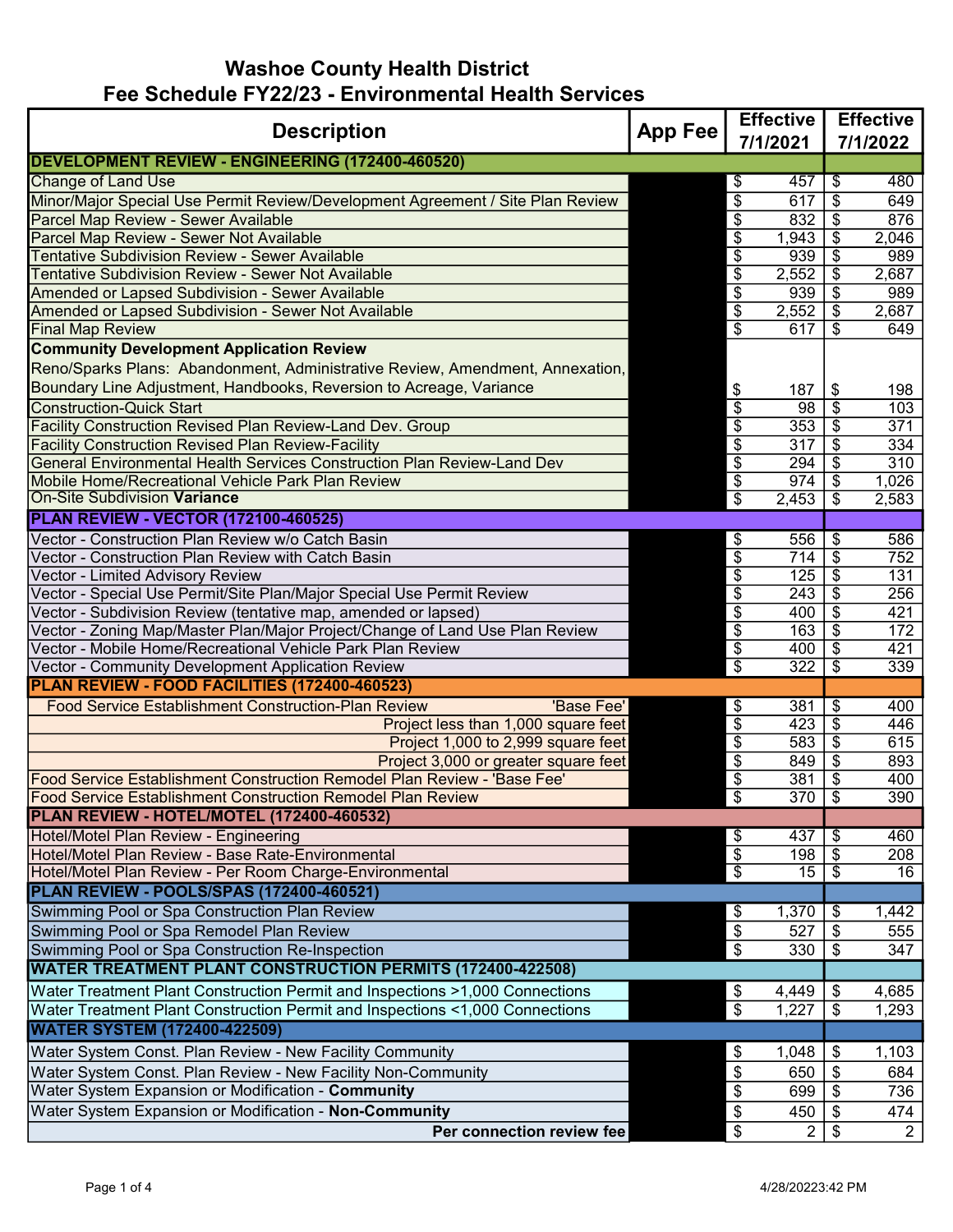# Washoe County Health District
## Fee Schedule FY22/23 - Environmental Health Services

| Description | App Fee | Effective 7/1/2021 | Effective 7/1/2022 |
|---|---|---|---|
| **DEVELOPMENT REVIEW - ENGINEERING (172400-460520)** | | | |
| Change of Land Use | | $ 457 | $ 480 |
| Minor/Major Special Use Permit Review/Development Agreement / Site Plan Review | | $ 617 | $ 649 |
| Parcel Map Review - Sewer Available | | $ 832 | $ 876 |
| Parcel Map Review - Sewer Not Available | | $ 1,943 | $ 2,046 |
| Tentative Subdivision Review - Sewer Available | | $ 939 | $ 989 |
| Tentative Subdivision Review - Sewer Not Available | | $ 2,552 | $ 2,687 |
| Amended or Lapsed Subdivision - Sewer Available | | $ 939 | $ 989 |
| Amended or Lapsed Subdivision - Sewer Not Available | | $ 2,552 | $ 2,687 |
| Final Map Review | | $ 617 | $ 649 |
| **Community Development Application Review** Reno/Sparks Plans: Abandonment, Administrative Review, Amendment, Annexation, Boundary Line Adjustment, Handbooks, Reversion to Acreage, Variance | | $ 187 | $ 198 |
| Construction-Quick Start | | $ 98 | $ 103 |
| Facility Construction Revised Plan Review-Land Dev. Group | | $ 353 | $ 371 |
| Facility Construction Revised Plan Review-Facility | | $ 317 | $ 334 |
| General Environmental Health Services Construction Plan Review-Land Dev | | $ 294 | $ 310 |
| Mobile Home/Recreational Vehicle Park Plan Review | | $ 974 | $ 1,026 |
| On-Site Subdivision **Variance** | | $ 2,453 | $ 2,583 |
| **PLAN REVIEW - VECTOR (172100-460525)** | | | |
| Vector - Construction Plan Review w/o Catch Basin | | $ 556 | $ 586 |
| Vector - Construction Plan Review with Catch Basin | | $ 714 | $ 752 |
| Vector - Limited Advisory Review | | $ 125 | $ 131 |
| Vector - Special Use Permit/Site Plan/Major Special Use Permit Review | | $ 243 | $ 256 |
| Vector - Subdivision Review (tentative map, amended or lapsed) | | $ 400 | $ 421 |
| Vector - Zoning Map/Master Plan/Major Project/Change of Land Use Plan Review | | $ 163 | $ 172 |
| Vector - Mobile Home/Recreational Vehicle Park Plan Review | | $ 400 | $ 421 |
| Vector - Community Development Application Review | | $ 322 | $ 339 |
| **PLAN REVIEW - FOOD FACILITIES (172400-460523)** | | | |
| Food Service Establishment Construction-Plan Review 'Base Fee' | | $ 381 | $ 400 |
| Project less than 1,000 square feet | | $ 423 | $ 446 |
| Project 1,000 to 2,999 square feet | | $ 583 | $ 615 |
| Project 3,000 or greater square feet | | $ 849 | $ 893 |
| Food Service Establishment Construction Remodel Plan Review - 'Base Fee' | | $ 381 | $ 400 |
| Food Service Establishment Construction Remodel Plan Review | | $ 370 | $ 390 |
| **PLAN REVIEW - HOTEL/MOTEL (172400-460532)** | | | |
| Hotel/Motel Plan Review - Engineering | | $ 437 | $ 460 |
| Hotel/Motel Plan Review - Base Rate-Environmental | | $ 198 | $ 208 |
| Hotel/Motel Plan Review - Per Room Charge-Environmental | | $ 15 | $ 16 |
| **PLAN REVIEW - POOLS/SPAS (172400-460521)** | | | |
| Swimming Pool or Spa Construction Plan Review | | $ 1,370 | $ 1,442 |
| Swimming Pool or Spa Remodel Plan Review | | $ 527 | $ 555 |
| Swimming Pool or Spa Construction Re-Inspection | | $ 330 | $ 347 |
| **WATER TREATMENT PLANT CONSTRUCTION PERMITS (172400-422508)** | | | |
| Water Treatment Plant Construction Permit and Inspections >1,000 Connections | | $ 4,449 | $ 4,685 |
| Water Treatment Plant Construction Permit and Inspections <1,000 Connections | | $ 1,227 | $ 1,293 |
| **WATER SYSTEM (172400-422509)** | | | |
| Water System Const. Plan Review - New Facility Community | | $ 1,048 | $ 1,103 |
| Water System Const. Plan Review - New Facility Non-Community | | $ 650 | $ 684 |
| Water System Expansion or Modification - **Community** | | $ 699 | $ 736 |
| Water System Expansion or Modification - **Non-Community** | | $ 450 | $ 474 |
| **Per connection review fee** | | $ 2 | $ 2 |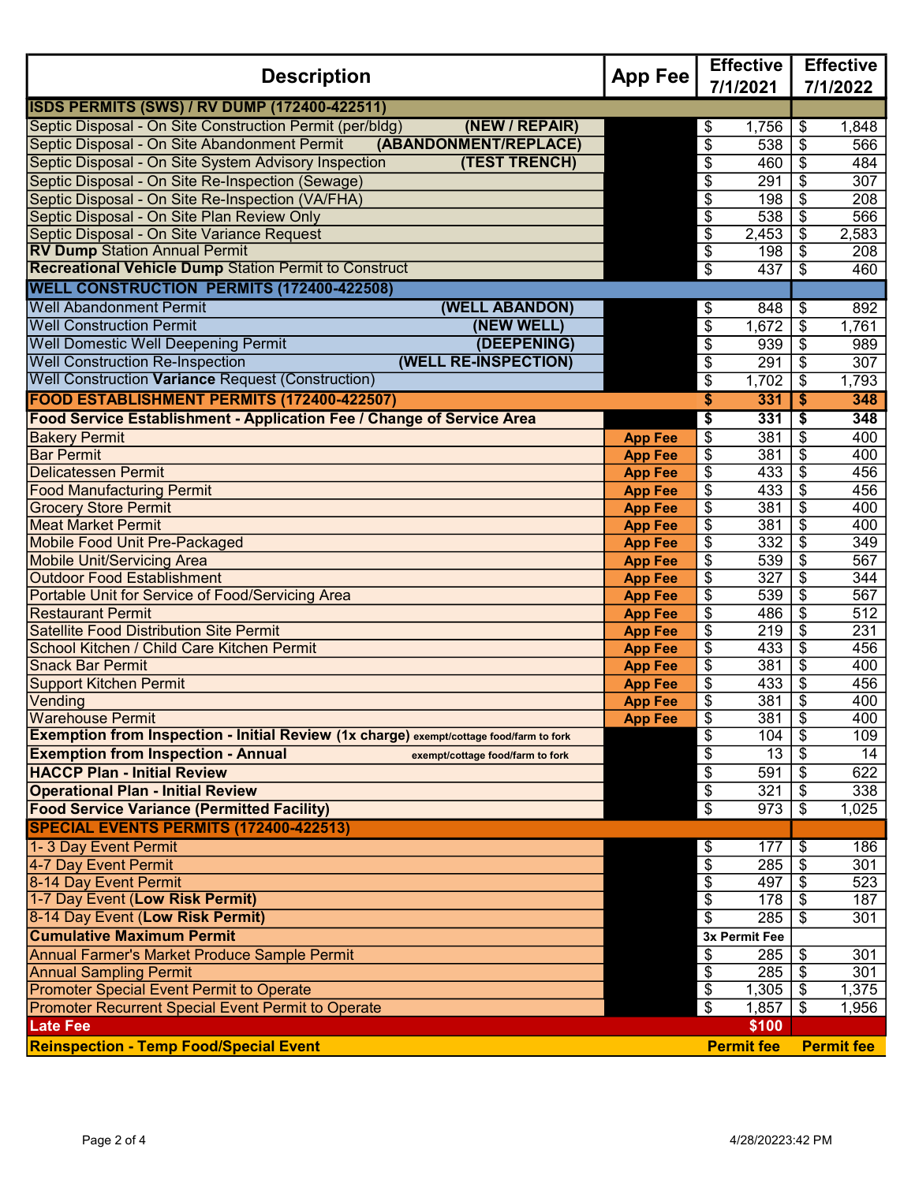| Description | App Fee | Effective 7/1/2021 | Effective 7/1/2022 |
|---|---|---|---|
| **ISDS PERMITS (SWS) / RV DUMP (172400-422511)** | | | |
| Septic Disposal - On Site Construction Permit (per/bldg) **(NEW / REPAIR)** | | $ 1,756 | $ 1,848 |
| Septic Disposal - On Site Abandonment Permit **(ABANDONMENT/REPLACE)** | | $ 538 | $ 566 |
| Septic Disposal - On Site System Advisory Inspection **(TEST TRENCH)** | | $ 460 | $ 484 |
| Septic Disposal - On Site Re-Inspection (Sewage) | | $ 291 | $ 307 |
| Septic Disposal - On Site Re-Inspection (VA/FHA) | | $ 198 | $ 208 |
| Septic Disposal - On Site Plan Review Only | | $ 538 | $ 566 |
| Septic Disposal - On Site Variance Request | | $ 2,453 | $ 2,583 |
| **RV Dump** Station Annual Permit | | $ 198 | $ 208 |
| **Recreational Vehicle Dump** Station Permit to Construct | | $ 437 | $ 460 |
| **WELL CONSTRUCTION PERMITS (172400-422508)** | | | |
| Well Abandonment Permit **(WELL ABANDON)** | | $ 848 | $ 892 |
| Well Construction Permit **(NEW WELL)** | | $ 1,672 | $ 1,761 |
| Well Domestic Well Deepening Permit **(DEEPENING)** | | $ 939 | $ 989 |
| Well Construction Re-Inspection **(WELL RE-INSPECTION)** | | $ 291 | $ 307 |
| Well Construction **Variance** Request (Construction) | | $ 1,702 | $ 1,793 |
| **FOOD ESTABLISHMENT PERMITS (172400-422507)** | | **$ 331** | **$ 348** |
| **Food Service Establishment - Application Fee / Change of Service Area** | | **$ 331** | **$ 348** |
| Bakery Permit | **App Fee** | $ 381 | $ 400 |
| Bar Permit | **App Fee** | $ 381 | $ 400 |
| Delicatessen Permit | **App Fee** | $ 433 | $ 456 |
| Food Manufacturing Permit | **App Fee** | $ 433 | $ 456 |
| Grocery Store Permit | **App Fee** | $ 381 | $ 400 |
| Meat Market Permit | **App Fee** | $ 381 | $ 400 |
| Mobile Food Unit Pre-Packaged | **App Fee** | $ 332 | $ 349 |
| Mobile Unit/Servicing Area | **App Fee** | $ 539 | $ 567 |
| Outdoor Food Establishment | **App Fee** | $ 327 | $ 344 |
| Portable Unit for Service of Food/Servicing Area | **App Fee** | $ 539 | $ 567 |
| Restaurant Permit | **App Fee** | $ 486 | $ 512 |
| Satellite Food Distribution Site Permit | **App Fee** | $ 219 | $ 231 |
| School Kitchen / Child Care Kitchen Permit | **App Fee** | $ 433 | $ 456 |
| Snack Bar Permit | **App Fee** | $ 381 | $ 400 |
| Support Kitchen Permit | **App Fee** | $ 433 | $ 456 |
| Vending | **App Fee** | $ 381 | $ 400 |
| Warehouse Permit | **App Fee** | $ 381 | $ 400 |
| **Exemption from Inspection - Initial Review (1x charge)** exempt/cottage food/farm to fork | | $ 104 | $ 109 |
| **Exemption from Inspection - Annual** exempt/cottage food/farm to fork | | $ 13 | $ 14 |
| **HACCP Plan - Initial Review** | | $ 591 | $ 622 |
| **Operational Plan - Initial Review** | | $ 321 | $ 338 |
| **Food Service Variance (Permitted Facility)** | | $ 973 | $ 1,025 |
| **SPECIAL EVENTS PERMITS (172400-422513)** | | | |
| 1- 3 Day Event Permit | | $ 177 | $ 186 |
| 4-7 Day Event Permit | | $ 285 | $ 301 |
| 8-14 Day Event Permit | | $ 497 | $ 523 |
| 1-7 Day Event (**Low Risk Permit)** | | $ 178 | $ 187 |
| 8-14 Day Event (**Low Risk Permit)** | | $ 285 | $ 301 |
| **Cumulative Maximum Permit** | | **3x Permit Fee** | |
| Annual Farmer's Market Produce Sample Permit | | $ 285 | $ 301 |
| Annual Sampling Permit | | $ 285 | $ 301 |
| Promoter Special Event Permit to Operate | | $ 1,305 | $ 1,375 |
| Promoter Recurrent Special Event Permit to Operate | | $ 1,857 | $ 1,956 |
| **Late Fee** | | **$100** | |
| **Reinspection - Temp Food/Special Event** | | **Permit fee** | **Permit fee** |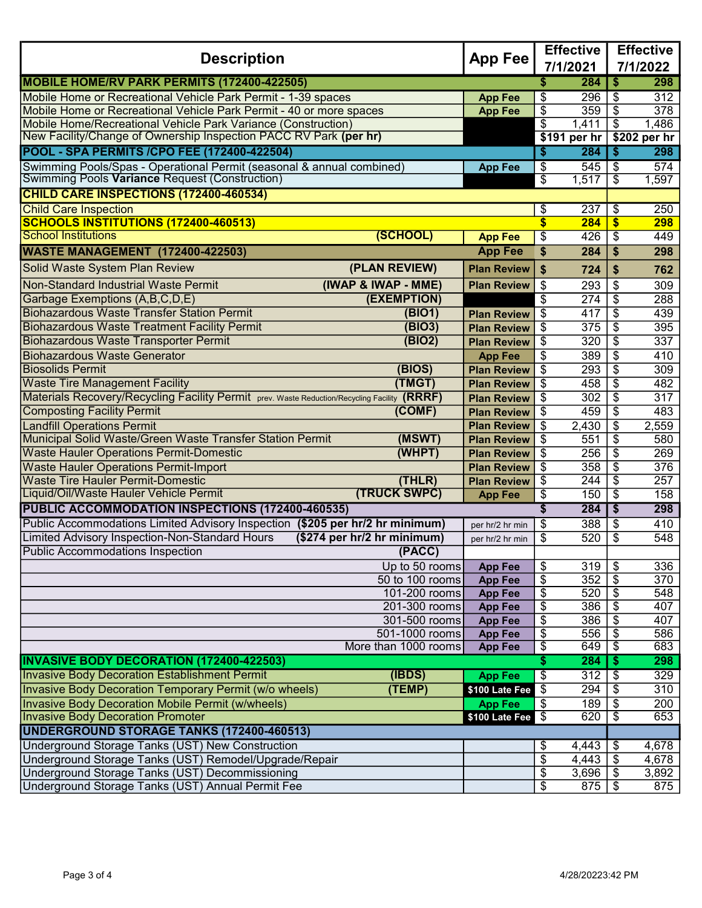| Description | App Fee | Effective 7/1/2021 | Effective 7/1/2022 |
|---|---|---|---|
| **MOBILE HOME/RV PARK PERMITS (172400-422505)** | | **$ 284** | **$ 298** |
| Mobile Home or Recreational Vehicle Park Permit - 1-39 spaces | **App Fee** | $ 296 | $ 312 |
| Mobile Home or Recreational Vehicle Park Permit - 40 or more spaces | **App Fee** | $ 359 | $ 378 |
| Mobile Home/Recreational Vehicle Park Variance (Construction) | | $ 1,411 | $ 1,486 |
| New Facility/Change of Ownership Inspection PACC RV Park **(per hr)** | | **$191 per hr** | **$202 per hr** |
| **POOL - SPA PERMITS /CPO FEE (172400-422504)** | | **$ 284** | **$ 298** |
| Swimming Pools/Spas - Operational Permit (seasonal & annual combined) | **App Fee** | $ 545 | $ 574 |
| Swimming Pools **Variance** Request (Construction) | | $ 1,517 | $ 1,597 |
| **CHILD CARE INSPECTIONS (172400-460534)** | | | |
| Child Care Inspection | | $ 237 | $ 250 |
| **SCHOOLS INSTITUTIONS (172400-460513)** | | **$ 284** | **$ 298** |
| School Institutions **(SCHOOL)** | **App Fee** | $ 426 | $ 449 |
| **WASTE MANAGEMENT (172400-422503)** | **App Fee** | **$ 284** | **$ 298** |
| Solid Waste System Plan Review **(PLAN REVIEW)** | **Plan Review** | **$ 724** | **$ 762** |
| Non-Standard Industrial Waste Permit **(IWAP & IWAP - MME)** | **Plan Review** | $ 293 | $ 309 |
| Garbage Exemptions (A,B,C,D,E) **(EXEMPTION)** | | $ 274 | $ 288 |
| Biohazardous Waste Transfer Station Permit **(BIO1)** | **Plan Review** | $ 417 | $ 439 |
| Biohazardous Waste Treatment Facility Permit **(BIO3)** | **Plan Review** | $ 375 | $ 395 |
| Biohazardous Waste Transporter Permit **(BIO2)** | **Plan Review** | $ 320 | $ 337 |
| Biohazardous Waste Generator | **App Fee** | $ 389 | $ 410 |
| Biosolids Permit **(BIOS)** | **Plan Review** | $ 293 | $ 309 |
| Waste Tire Management Facility **(TMGT)** | **Plan Review** | $ 458 | $ 482 |
| Materials Recovery/Recycling Facility Permit prev. Waste Reduction/Recycling Facility **(RRRF)** | **Plan Review** | $ 302 | $ 317 |
| Composting Facility Permit **(COMF)** | **Plan Review** | $ 459 | $ 483 |
| Landfill Operations Permit | **Plan Review** | $ 2,430 | $ 2,559 |
| Municipal Solid Waste/Green Waste Transfer Station Permit **(MSWT)** | **Plan Review** | $ 551 | $ 580 |
| Waste Hauler Operations Permit-Domestic **(WHPT)** | **Plan Review** | $ 256 | $ 269 |
| Waste Hauler Operations Permit-Import | **Plan Review** | $ 358 | $ 376 |
| Waste Tire Hauler Permit-Domestic **(THLR)** | **Plan Review** | $ 244 | $ 257 |
| Liquid/Oil/Waste Hauler Vehicle Permit **(TRUCK SWPC)** | **App Fee** | $ 150 | $ 158 |
| **PUBLIC ACCOMMODATION INSPECTIONS (172400-460535)** | | **$ 284** | **$ 298** |
| Public Accommodations Limited Advisory Inspection **($205 per hr/2 hr minimum)** | per hr/2 hr min | $ 388 | $ 410 |
| Limited Advisory Inspection-Non-Standard Hours **($274 per hr/2 hr minimum)** | per hr/2 hr min | $ 520 | $ 548 |
| Public Accommodations Inspection **(PACC)** | | | |
| Up to 50 rooms | **App Fee** | $ 319 | $ 336 |
| 50 to 100 rooms | **App Fee** | $ 352 | $ 370 |
| 101-200 rooms | **App Fee** | $ 520 | $ 548 |
| 201-300 rooms | **App Fee** | $ 386 | $ 407 |
| 301-500 rooms | **App Fee** | $ 386 | $ 407 |
| 501-1000 rooms | **App Fee** | $ 556 | $ 586 |
| More than 1000 rooms | **App Fee** | $ 649 | $ 683 |
| **INVASIVE BODY DECORATION (172400-422503)** | | **$ 284** | **$ 298** |
| Invasive Body Decoration Establishment Permit **(IBDS)** | **App Fee** | $ 312 | $ 329 |
| Invasive Body Decoration Temporary Permit (w/o wheels) **(TEMP)** | **$100 Late Fee** | $ 294 | $ 310 |
| Invasive Body Decoration Mobile Permit (w/wheels) | **App Fee** | $ 189 | $ 200 |
| Invasive Body Decoration Promoter | **$100 Late Fee** | $ 620 | $ 653 |
| **UNDERGROUND STORAGE TANKS (172400-460513)** | | | |
| Underground Storage Tanks (UST) New Construction | | $ 4,443 | $ 4,678 |
| Underground Storage Tanks (UST) Remodel/Upgrade/Repair | | $ 4,443 | $ 4,678 |
| Underground Storage Tanks (UST) Decommissioning | | $ 3,696 | $ 3,892 |
| Underground Storage Tanks (UST) Annual Permit Fee | | $ 875 | $ 875 |

4/28/20223:42 PM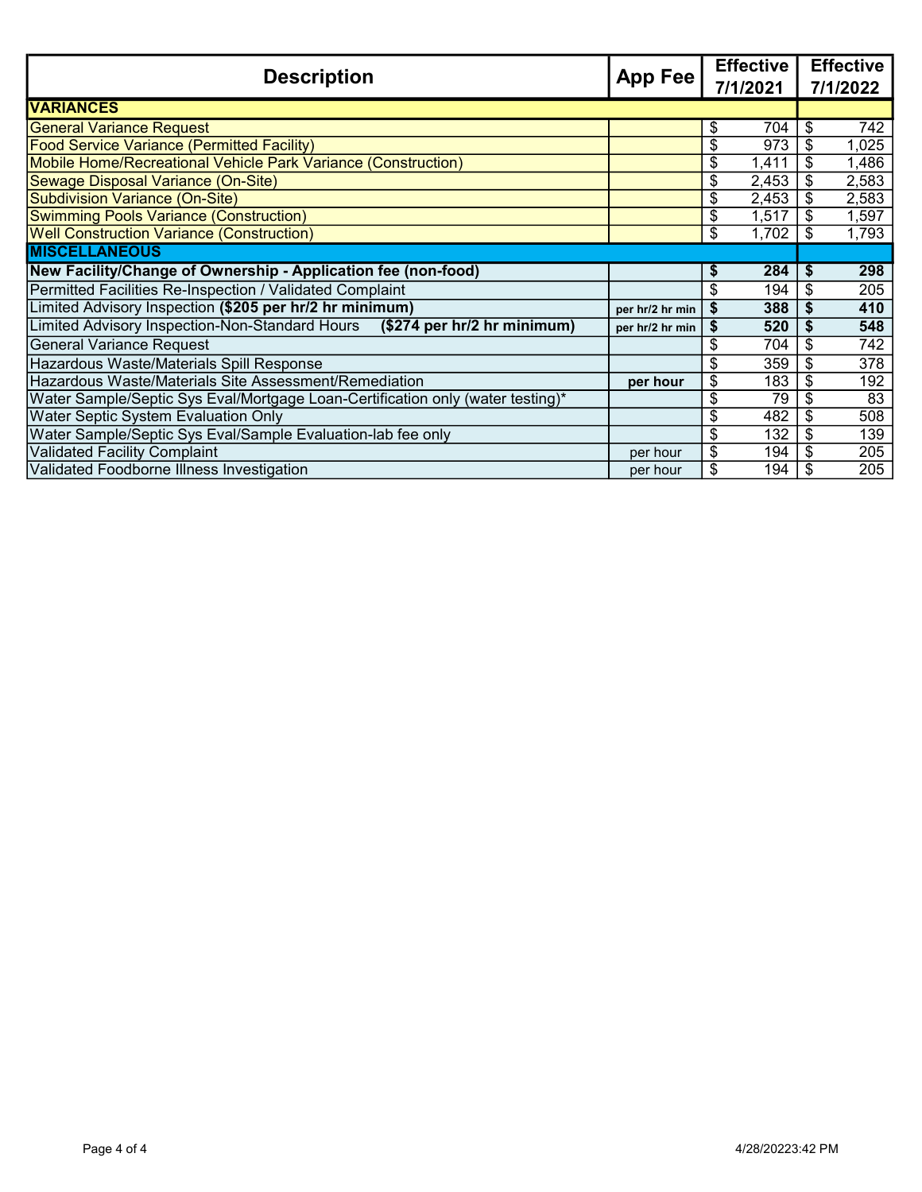| Description | App Fee | Effective 7/1/2021 | Effective 7/1/2022 |
|---|---|---|---|
| **VARIANCES** | | | |
| General Variance Request | | $ 704 | $ 742 |
| Food Service Variance (Permitted Facility) | | $ 973 | $ 1,025 |
| Mobile Home/Recreational Vehicle Park Variance (Construction) | | $ 1,411 | $ 1,486 |
| Sewage Disposal Variance (On-Site) | | $ 2,453 | $ 2,583 |
| Subdivision Variance (On-Site) | | $ 2,453 | $ 2,583 |
| Swimming Pools Variance (Construction) | | $ 1,517 | $ 1,597 |
| Well Construction Variance (Construction) | | $ 1,702 | $ 1,793 |
| **MISCELLANEOUS** | | | |
| **New Facility/Change of Ownership - Application fee (non-food)** | | **$ 284** | **$ 298** |
| Permitted Facilities Re-Inspection / Validated Complaint | | $ 194 | $ 205 |
| Limited Advisory Inspection **($205 per hr/2 hr minimum)** | **per hr/2 hr min** | **$ 388** | **$ 410** |
| Limited Advisory Inspection-Non-Standard Hours **($274 per hr/2 hr minimum)** | **per hr/2 hr min** | **$ 520** | **$ 548** |
| General Variance Request | | $ 704 | $ 742 |
| Hazardous Waste/Materials Spill Response | | $ 359 | $ 378 |
| Hazardous Waste/Materials Site Assessment/Remediation | **per hour** | $ 183 | $ 192 |
| Water Sample/Septic Sys Eval/Mortgage Loan-Certification only (water testing)* | | $ 79 | $ 83 |
| Water Septic System Evaluation Only | | $ 482 | $ 508 |
| Water Sample/Septic Sys Eval/Sample Evaluation-lab fee only | | $ 132 | $ 139 |
| Validated Facility Complaint | per hour | $ 194 | $ 205 |
| Validated Foodborne Illness Investigation | per hour | $ 194 | $ 205 |